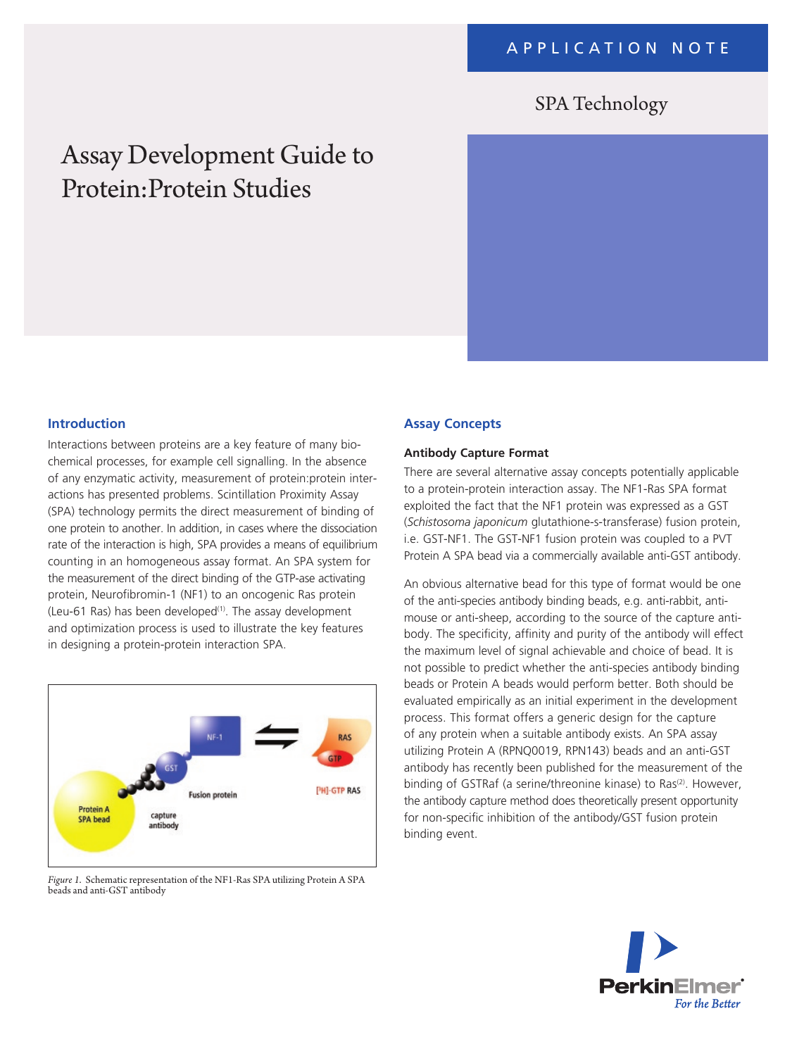APPLICATION NOTE

SPA Technology

# Assay Development Guide to Protein:Protein Studies

## Introduction

Interactions between proteins are a key feature of many biochemical processes, for example cell signalling. In the absence of any enzymatic activity, measurement of protein:protein interactions has presented problems. Scintillation Proximity Assay (SPA) technology permits the direct measurement of binding of one protein to another. In addition, in cases where the dissociation rate of the interaction is high, SPA provides a means of equilibrium counting in an homogeneous assay format. An SPA system for the measurement of the direct binding of the GTP-ase activating protein, Neurofibromin-1 (NF1) to an oncogenic Ras protein (Leu-61 Ras) has been developed[1]. The assay development and optimization process is used to illustrate the key features in designing a protein-protein interaction SPA.

*Figure 1.* Schematic representation of the NF1-Ras SPA utilizing Protein A SPA beads and anti-GST antibody

## Assay Concepts

### Antibody Capture Format

There are several alternative assay concepts potentially applicable to a protein-protein interaction assay. The NF1-Ras SPA format exploited the fact that the NF1 protein was expressed as a GST (*Schistosoma japonicum* glutathione-s-transferase) fusion protein, i.e. GST-NF1. The GST-NF1 fusion protein was coupled to a PVT Protein A SPA bead via a commercially available anti-GST antibody.

An obvious alternative bead for this type of format would be one of the anti-species antibody binding beads, e.g. anti-rabbit, anti-mouse or anti-sheep, according to the source of the capture antibody. The specificity, affinity and purity of the antibody will effect the maximum level of signal achievable and choice of bead. It is not possible to predict whether the anti-species antibody binding beads or Protein A beads would perform better. Both should be evaluated empirically as an initial experiment in the development process. This format offers a generic design for the capture of any protein when a suitable antibody exists. An SPA assay utilizing Protein A (RPNQ0019, RPN143) beads and an anti-GST antibody has recently been published for the measurement of the binding of GSTRaf (a serine/threonine kinase) to Ras[2]. However, the antibody capture method does theoretically present opportunity for non-specific inhibition of the antibody/GST fusion protein binding event.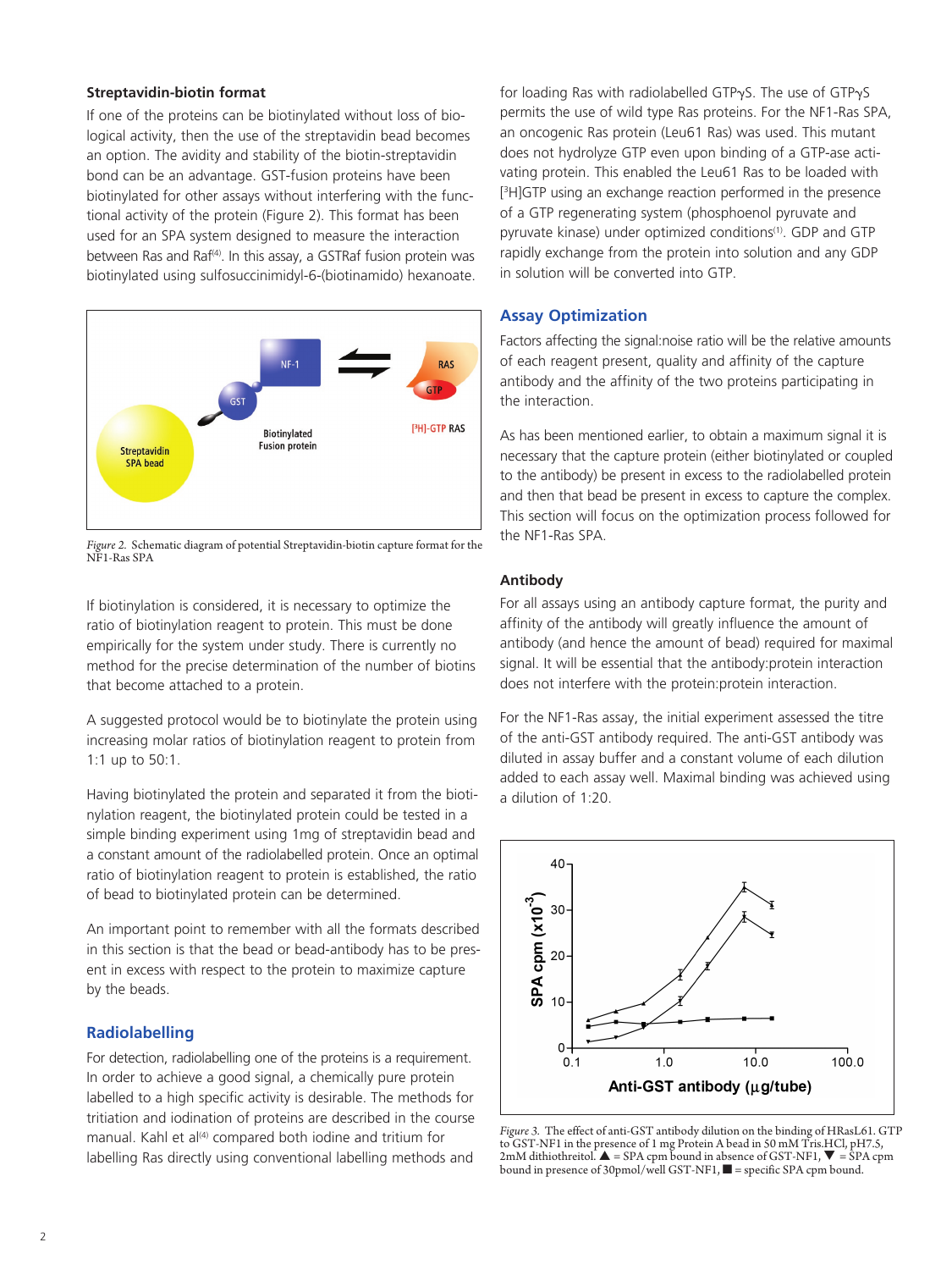### Streptavidin-biotin format

If one of the proteins can be biotinylated without loss of biological activity, then the use of the streptavidin bead becomes an option. The avidity and stability of the biotin-streptavidin bond can be an advantage. GST-fusion proteins have been biotinylated for other assays without interfering with the functional activity of the protein (Figure 2). This format has been used for an SPA system designed to measure the interaction between Ras and Raf[4]. In this assay, a GSTRaf fusion protein was biotinylated using sulfosuccinimidyl-6-(biotinamido) hexanoate.

*Figure 2.* Schematic diagram of potential Streptavidin-biotin capture format for the NF1-Ras SPA

If biotinylation is considered, it is necessary to optimize the ratio of biotinylation reagent to protein. This must be done empirically for the system under study. There is currently no method for the precise determination of the number of biotins that become attached to a protein.

A suggested protocol would be to biotinylate the protein using increasing molar ratios of biotinylation reagent to protein from 1:1 up to 50:1.

Having biotinylated the protein and separated it from the biotinylation reagent, the biotinylated protein could be tested in a simple binding experiment using 1mg of streptavidin bead and a constant amount of the radiolabelled protein. Once an optimal ratio of biotinylation reagent to protein is established, the ratio of bead to biotinylated protein can be determined.

An important point to remember with all the formats described in this section is that the bead or bead-antibody has to be present in excess with respect to the protein to maximize capture by the beads.

## Radiolabelling

For detection, radiolabelling one of the proteins is a requirement. In order to achieve a good signal, a chemically pure protein labelled to a high specific activity is desirable. The methods for tritiation and iodination of proteins are described in the course manual. Kahl et al[4] compared both iodine and tritium for labelling Ras directly using conventional labelling methods and for loading Ras with radiolabelled GTPγS. The use of GTPγS permits the use of wild type Ras proteins. For the NF1-Ras SPA, an oncogenic Ras protein (Leu61 Ras) was used. This mutant does not hydrolyze GTP even upon binding of a GTP-ase activating protein. This enabled the Leu61 Ras to be loaded with [$^3$H]GTP using an exchange reaction performed in the presence of a GTP regenerating system (phosphoenol pyruvate and pyruvate kinase) under optimized conditions[1]. GDP and GTP rapidly exchange from the protein into solution and any GDP in solution will be converted into GTP.

## Assay Optimization

Factors affecting the signal:noise ratio will be the relative amounts of each reagent present, quality and affinity of the capture antibody and the affinity of the two proteins participating in the interaction.

As has been mentioned earlier, to obtain a maximum signal it is necessary that the capture protein (either biotinylated or coupled to the antibody) be present in excess to the radiolabelled protein and then that bead be present in excess to capture the complex. This section will focus on the optimization process followed for the NF1-Ras SPA.

### Antibody

For all assays using an antibody capture format, the purity and affinity of the antibody will greatly influence the amount of antibody (and hence the amount of bead) required for maximal signal. It will be essential that the antibody:protein interaction does not interfere with the protein:protein interaction.

For the NF1-Ras assay, the initial experiment assessed the titre of the anti-GST antibody required. The anti-GST antibody was diluted in assay buffer and a constant volume of each dilution added to each assay well. Maximal binding was achieved using a dilution of 1:20.

*Figure 3.* The effect of anti-GST antibody dilution on the binding of HRasL61. GTP to GST-NF1 in the presence of 1 mg Protein A bead in 50 mM Tris.HCl, pH7.5, 2mM dithiothreitol. ▲ = SPA cpm bound in absence of GST-NF1, ▼ = SPA cpm bound in presence of 30pmol/well GST-NF1, ■ = specific SPA cpm bound.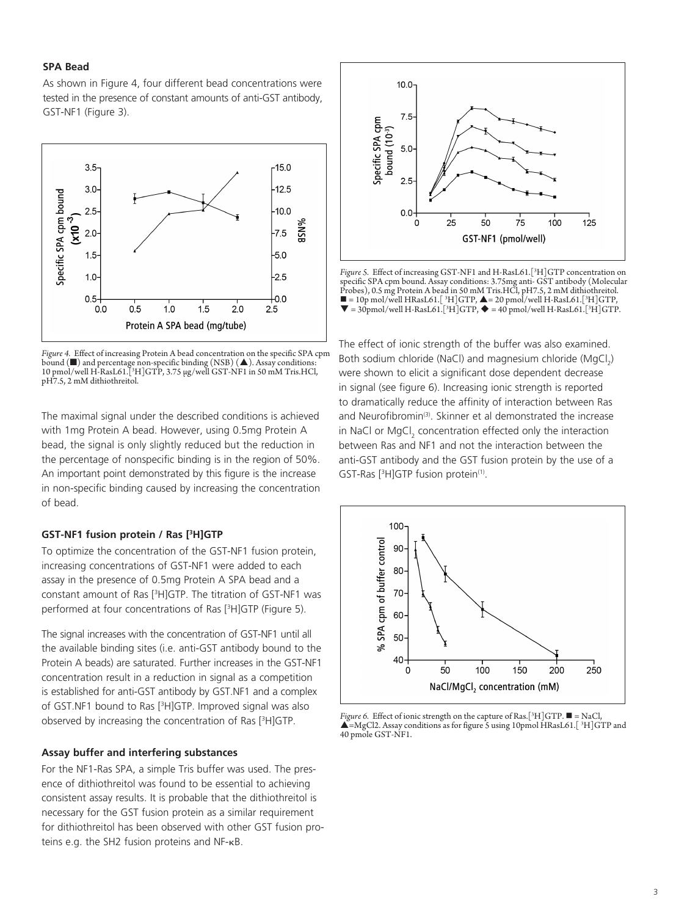### SPA Bead

As shown in Figure 4, four different bead concentrations were tested in the presence of constant amounts of anti-GST antibody, GST-NF1 (Figure 3).

*Figure 4.* Effect of increasing Protein A bead concentration on the specific SPA cpm bound (■) and percentage non-specific binding (NSB) (▲). Assay conditions: 10 pmol/well H-RasL61.[$^3$H]GTP, 3.75 µg/well GST-NF1 in 50 mM Tris.HCl, pH7.5, 2 mM dithiothreitol.

The maximal signal under the described conditions is achieved with 1mg Protein A bead. However, using 0.5mg Protein A bead, the signal is only slightly reduced but the reduction in the percentage of nonspecific binding is in the region of 50%. An important point demonstrated by this figure is the increase in non-specific binding caused by increasing the concentration of bead.

### GST-NF1 fusion protein / Ras [$^3$H]GTP

To optimize the concentration of the GST-NF1 fusion protein, increasing concentrations of GST-NF1 were added to each assay in the presence of 0.5mg Protein A SPA bead and a constant amount of Ras [$^3$H]GTP. The titration of GST-NF1 was performed at four concentrations of Ras [$^3$H]GTP (Figure 5).

The signal increases with the concentration of GST-NF1 until all the available binding sites (i.e. anti-GST antibody bound to the Protein A beads) are saturated. Further increases in the GST-NF1 concentration result in a reduction in signal as a competition is established for anti-GST antibody by GST.NF1 and a complex of GST.NF1 bound to Ras [$^3$H]GTP. Improved signal was also observed by increasing the concentration of Ras [$^3$H]GTP.

### Assay buffer and interfering substances

For the NF1-Ras SPA, a simple Tris buffer was used. The presence of dithiothreitol was found to be essential to achieving consistent assay results. It is probable that the dithiothreitol is necessary for the GST fusion protein as a similar requirement for dithiothreitol has been observed with other GST fusion proteins e.g. the SH2 fusion proteins and NF-κB.

*Figure 5.* Effect of increasing GST-NF1 and H-RasL61.[$^3$H]GTP concentration on specific SPA cpm bound. Assay conditions: 3.75mg anti- GST antibody (Molecular Probes), 0.5 mg Protein A bead in 50 mM Tris.HCl, pH7.5, 2 mM dithiothreitol. ■ = 10p mol/well HRasL61.[ $^3$H]GTP, ▲= 20 pmol/well H-RasL61.[$^3$H]GTP, ▼ = 30pmol/well H-RasL61.[$^3$H]GTP, ◆ = 40 pmol/well H-RasL61.[$^3$H]GTP.

The effect of ionic strength of the buffer was also examined. Both sodium chloride (NaCl) and magnesium chloride ($MgCl_2$) were shown to elicit a significant dose dependent decrease in signal (see figure 6). Increasing ionic strength is reported to dramatically reduce the affinity of interaction between Ras and Neurofibromin[3]. Skinner et al demonstrated the increase in NaCl or $MgCl_2$ concentration effected only the interaction between Ras and NF1 and not the interaction between the anti-GST antibody and the GST fusion protein by the use of a GST-Ras [$^3$H]GTP fusion protein[1].

*Figure 6.* Effect of ionic strength on the capture of Ras.[$^3$H]GTP. ■ = NaCl, ▲=MgCl2. Assay conditions as for figure 5 using 10pmol HRasL61.[ $^3$H]GTP and 40 pmole GST-NF1.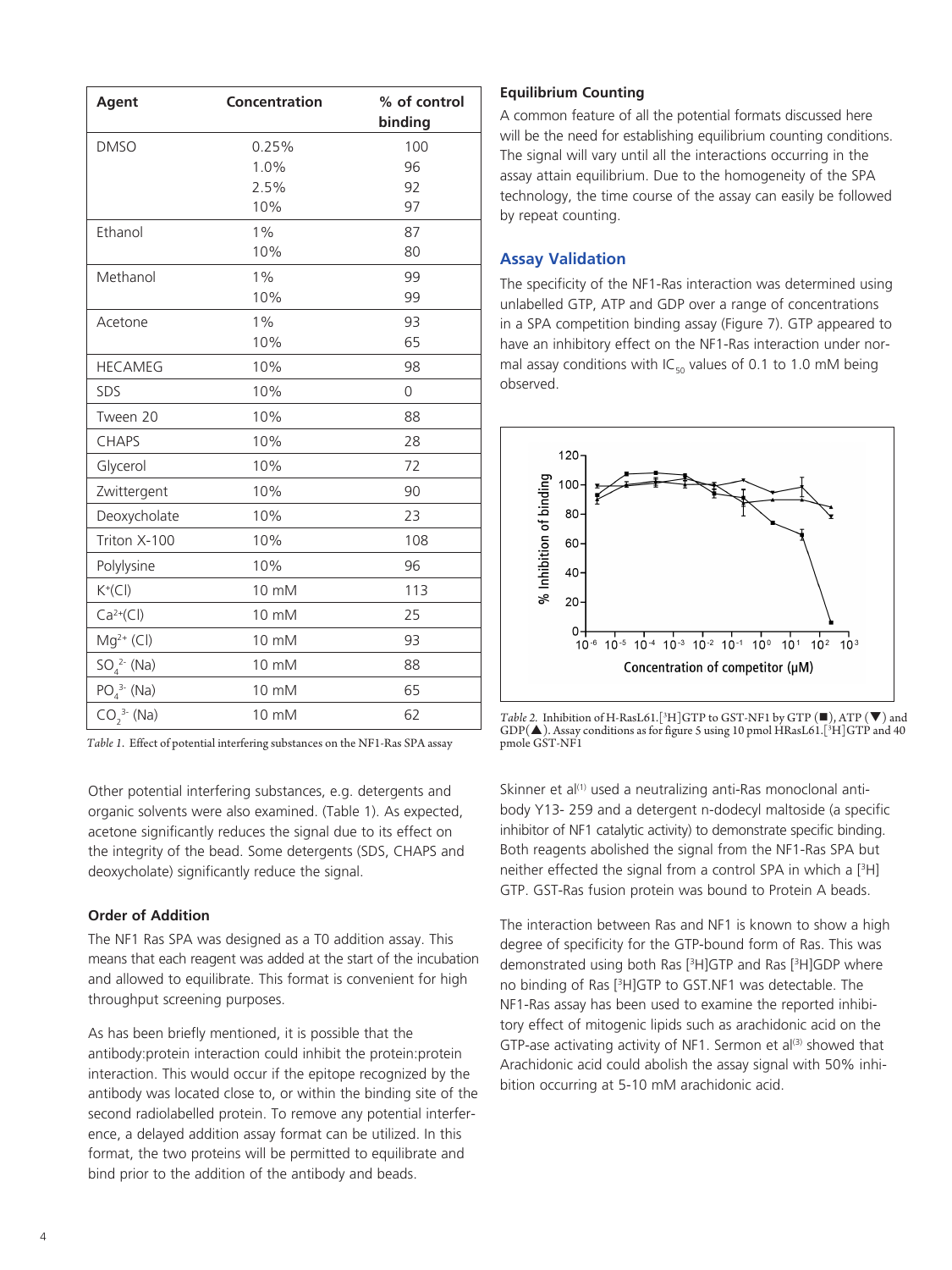| Agent | Concentration | % of control binding |
| --- | --- | --- |
| DMSO | 0.25% | 100 |
| | 1.0% | 96 |
| | 2.5% | 92 |
| | 10% | 97 |
| Ethanol | 1% | 87 |
| | 10% | 80 |
| Methanol | 1% | 99 |
| | 10% | 99 |
| Acetone | 1% | 93 |
| | 10% | 65 |
| HECAMEG | 10% | 98 |
| SDS | 10% | 0 |
| Tween 20 | 10% | 88 |
| CHAPS | 10% | 28 |
| Glycerol | 10% | 72 |
| Zwittergent | 10% | 90 |
| Deoxycholate | 10% | 23 |
| Triton X-100 | 10% | 108 |
| Polylysine | 10% | 96 |
| $K^+$(Cl) | 10 mM | 113 |
| $Ca^{2+}$(Cl) | 10 mM | 25 |
| $Mg^{2+}$ (Cl) | 10 mM | 93 |
| $SO_4^{2-}$ (Na) | 10 mM | 88 |
| $PO_4^{3-}$ (Na) | 10 mM | 65 |
| $CO_2^{3-}$ (Na) | 10 mM | 62 |

*Table 1.* Effect of potential interfering substances on the NF1-Ras SPA assay

Other potential interfering substances, e.g. detergents and organic solvents were also examined. (Table 1). As expected, acetone significantly reduces the signal due to its effect on the integrity of the bead. Some detergents (SDS, CHAPS and deoxycholate) significantly reduce the signal.

### Order of Addition

The NF1 Ras SPA was designed as a T0 addition assay. This means that each reagent was added at the start of the incubation and allowed to equilibrate. This format is convenient for high throughput screening purposes.

As has been briefly mentioned, it is possible that the antibody:protein interaction could inhibit the protein:protein interaction. This would occur if the epitope recognized by the antibody was located close to, or within the binding site of the second radiolabelled protein. To remove any potential interference, a delayed addition assay format can be utilized. In this format, the two proteins will be permitted to equilibrate and bind prior to the addition of the antibody and beads.

### Equilibrium Counting

A common feature of all the potential formats discussed here will be the need for establishing equilibrium counting conditions. The signal will vary until all the interactions occurring in the assay attain equilibrium. Due to the homogeneity of the SPA technology, the time course of the assay can easily be followed by repeat counting.

## Assay Validation

The specificity of the NF1-Ras interaction was determined using unlabelled GTP, ATP and GDP over a range of concentrations in a SPA competition binding assay (Figure 7). GTP appeared to have an inhibitory effect on the NF1-Ras interaction under normal assay conditions with $IC_{50}$ values of 0.1 to 1.0 mM being observed.

*Table 2.* Inhibition of H-RasL61.[$^3$H]GTP to GST-NF1 by GTP (■), ATP (▼) and GDP(▲). Assay conditions as for figure 5 using 10 pmol HRasL61.[$^3$H]GTP and 40 pmole GST-NF1

Skinner et al[1] used a neutralizing anti-Ras monoclonal antibody Y13- 259 and a detergent n-dodecyl maltoside (a specific inhibitor of NF1 catalytic activity) to demonstrate specific binding. Both reagents abolished the signal from the NF1-Ras SPA but neither effected the signal from a control SPA in which a [$^3$H] GTP. GST-Ras fusion protein was bound to Protein A beads.

The interaction between Ras and NF1 is known to show a high degree of specificity for the GTP-bound form of Ras. This was demonstrated using both Ras [$^3$H]GTP and Ras [$^3$H]GDP where no binding of Ras [$^3$H]GTP to GST.NF1 was detectable. The NF1-Ras assay has been used to examine the reported inhibitory effect of mitogenic lipids such as arachidonic acid on the GTP-ase activating activity of NF1. Sermon et al[3] showed that Arachidonic acid could abolish the assay signal with 50% inhibition occurring at 5-10 mM arachidonic acid.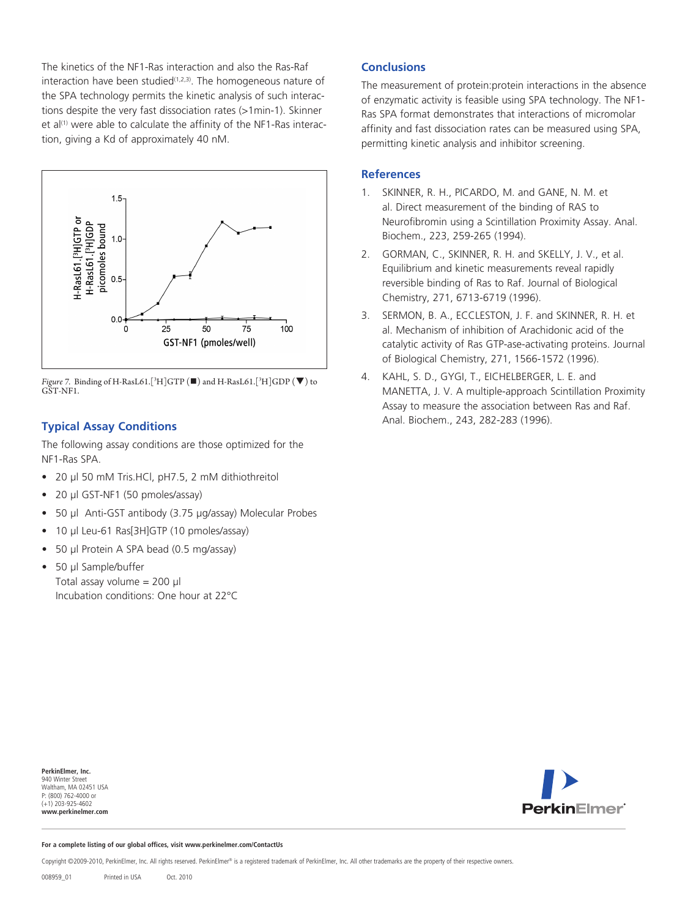The kinetics of the NF1-Ras interaction and also the Ras-Raf interaction have been studied[1,2,3]. The homogeneous nature of the SPA technology permits the kinetic analysis of such interactions despite the very fast dissociation rates (>1min-1). Skinner et al[1] were able to calculate the affinity of the NF1-Ras interaction, giving a Kd of approximately 40 nM.

H-RasL61.[3H]GTP or H-RasL61.[3H]GDP picomoles bound

1.5
1.0
0.5
0.0

0
25
50
75
100

GST-NF1 (pmoles/well)

*Figure 7.* Binding of H-RasL61.[$^3$H]GTP (■) and H-RasL61.[$^3$H]GDP (▼) to GST-NF1.

## Typical Assay Conditions

The following assay conditions are those optimized for the NF1-Ras SPA.

- 20 µl 50 mM Tris.HCl, pH7.5, 2 mM dithiothreitol
- 20 µl GST-NF1 (50 pmoles/assay)
- 50 µl Anti-GST antibody (3.75 µg/assay) Molecular Probes
- 10 µl Leu-61 Ras[3H]GTP (10 pmoles/assay)
- 50 µl Protein A SPA bead (0.5 mg/assay)
- 50 µl Sample/buffer
  Total assay volume = 200 µl
  Incubation conditions: One hour at 22°C

## Conclusions

The measurement of protein:protein interactions in the absence of enzymatic activity is feasible using SPA technology. The NF1-Ras SPA format demonstrates that interactions of micromolar affinity and fast dissociation rates can be measured using SPA, permitting kinetic analysis and inhibitor screening.

## References

1. SKINNER, R. H., PICARDO, M. and GANE, N. M. et al. Direct measurement of the binding of RAS to Neurofibromin using a Scintillation Proximity Assay. Anal. Biochem., 223, 259-265 (1994).
2. GORMAN, C., SKINNER, R. H. and SKELLY, J. V., et al. Equilibrium and kinetic measurements reveal rapidly reversible binding of Ras to Raf. Journal of Biological Chemistry, 271, 6713-6719 (1996).
3. SERMON, B. A., ECCLESTON, J. F. and SKINNER, R. H. et al. Mechanism of inhibition of Arachidonic acid of the catalytic activity of Ras GTP-ase-activating proteins. Journal of Biological Chemistry, 271, 1566-1572 (1996).
4. KAHL, S. D., GYGI, T., EICHELBERGER, L. E. and MANETTA, J. V. A multiple-approach Scintillation Proximity Assay to measure the association between Ras and Raf. Anal. Biochem., 243, 282-283 (1996).

**PerkinElmer, Inc.**
940 Winter Street
Waltham, MA 02451 USA
P: (800) 762-4000 or
(+1) 203-925-4602
**www.perkinelmer.com**

**For a complete listing of our global offices, visit www.perkinelmer.com/ContactUs**

Copyright ©2009-2010, PerkinElmer, Inc. All rights reserved. PerkinElmer® is a registered trademark of PerkinElmer, Inc. All other trademarks are the property of their respective owners.

008959_01 Printed in USA Oct. 2010